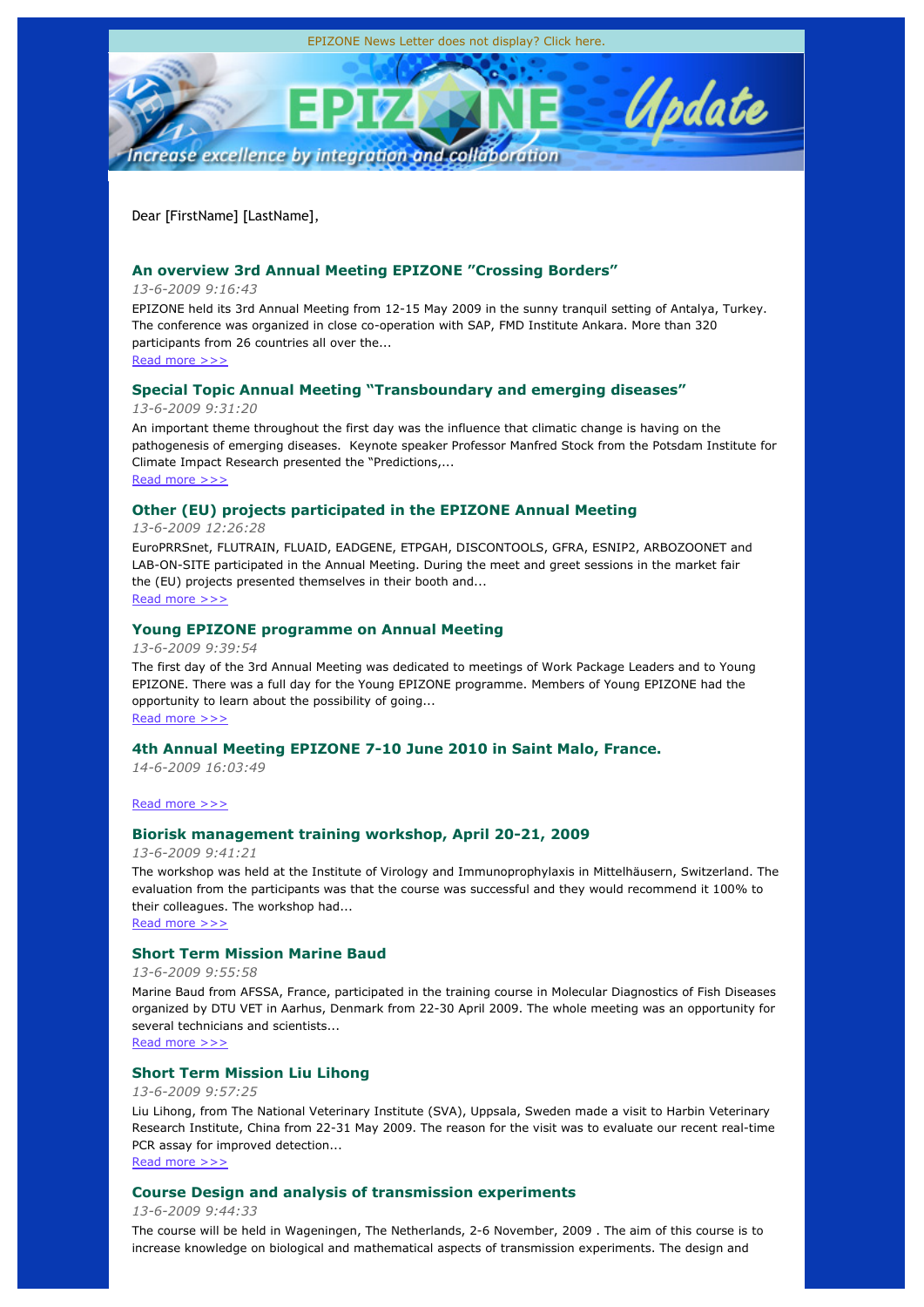EPIZONE News Letter does not display? Click here.

Increase excellence by integration and collaboration

Dear [FirstName] [LastName],

### An overview 3rd Annual Meeting EPIZONE "Crossing Borders"

*13-6-2009 9:16:43*

EPIZONE held its 3rd Annual Meeting from 12-15 May 2009 in the sunny tranquil setting of Antalya, Turkey. The conference was organized in close co-operation with SAP, FMD Institute Ankara. More than 320 participants from 26 countries all over the...

Read more >>>

### Special Topic Annual Meeting "Transboundary and emerging diseases"

*13-6-2009 9:31:20*

An important theme throughout the first day was the influence that climatic change is having on the pathogenesis of emerging diseases. Keynote speaker Professor Manfred Stock from the Potsdam Institute for Climate Impact Research presented the "Predictions,...

Read more >>>

### Other (EU) projects participated in the EPIZONE Annual Meeting

*13-6-2009 12:26:28*

EuroPRRSnet, FLUTRAIN, FLUAID, EADGENE, ETPGAH, DISCONTOOLS, GFRA, ESNIP2, ARBOZOONET and LAB-ON-SITE participated in the Annual Meeting. During the meet and greet sessions in the market fair the (EU) projects presented themselves in their booth and...

Read more >>>

### Young EPIZONE programme on Annual Meeting

*13-6-2009 9:39:54*

The first day of the 3rd Annual Meeting was dedicated to meetings of Work Package Leaders and to Young EPIZONE. There was a full day for the Young EPIZONE programme. Members of Young EPIZONE had the opportunity to learn about the possibility of going...

Read more >>>

### 4th Annual Meeting EPIZONE 7-10 June 2010 in Saint Malo, France.

*14-6-2009 16:03:49*

Read more >>>

### Biorisk management training workshop, April 20-21, 2009

*13-6-2009 9:41:21*

The workshop was held at the Institute of Virology and Immunoprophylaxis in Mittelhäusern, Switzerland. The evaluation from the participants was that the course was successful and they would recommend it 100% to their colleagues. The workshop had...

Read more >>>

### Short Term Mission Marine Baud

*13-6-2009 9:55:58*

Marine Baud from AFSSA, France, participated in the training course in Molecular Diagnostics of Fish Diseases organized by DTU VET in Aarhus, Denmark from 22-30 April 2009. The whole meeting was an opportunity for several technicians and scientists...

Read more >>>

### Short Term Mission Liu Lihong

*13-6-2009 9:57:25*

Liu Lihong, from The National Veterinary Institute (SVA), Uppsala, Sweden made a visit to Harbin Veterinary Research Institute, China from 22-31 May 2009. The reason for the visit was to evaluate our recent real-time PCR assay for improved detection...

Read more >>>

### Course Design and analysis of transmission experiments

*13-6-2009 9:44:33*

The course will be held in Wageningen, The Netherlands, 2-6 November, 2009 . The aim of this course is to increase knowledge on biological and mathematical aspects of transmission experiments. The design and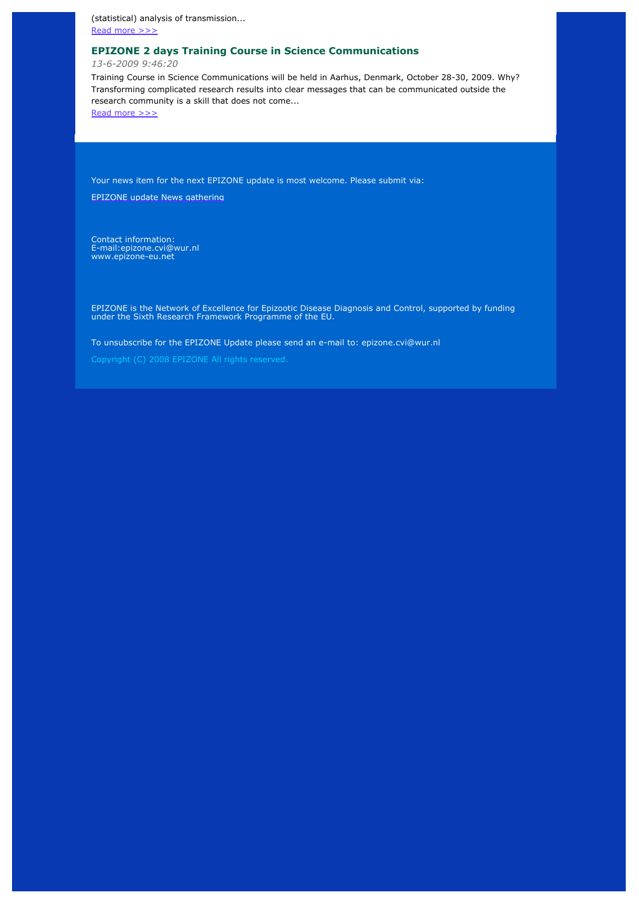(statistical) analysis of transmission...
Read more >>>

### EPIZONE 2 days Training Course in Science Communications

*13-6-2009 9:46:20*

Training Course in Science Communications will be held in Aarhus, Denmark, October 28-30, 2009. Why? Transforming complicated research results into clear messages that can be communicated outside the research community is a skill that does not come...
Read more >>>

Your news item for the next EPIZONE update is most welcome. Please submit via:

EPIZONE update News gathering

Contact information:
E-mail:epizone.cvi@wur.nl
www.epizone-eu.net

EPIZONE is the Network of Excellence for Epizootic Disease Diagnosis and Control, supported by funding under the Sixth Research Framework Programme of the EU.

To unsubscribe for the EPIZONE Update please send an e-mail to: epizone.cvi@wur.nl

Copyright (C) 2008 EPIZONE All rights reserved.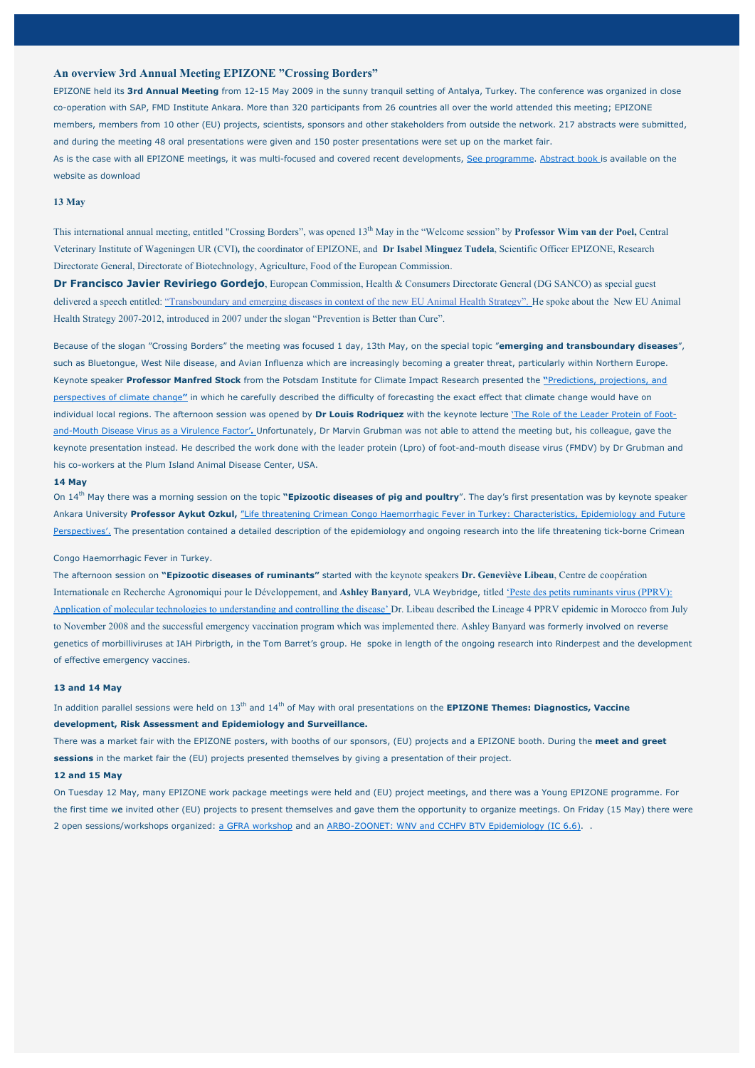## An overview 3rd Annual Meeting EPIZONE "Crossing Borders"

EPIZONE held its **3rd Annual Meeting** from 12-15 May 2009 in the sunny tranquil setting of Antalya, Turkey. The conference was organized in close co-operation with SAP, FMD Institute Ankara. More than 320 participants from 26 countries all over the world attended this meeting; EPIZONE members, members from 10 other (EU) projects, scientists, sponsors and other stakeholders from outside the network. 217 abstracts were submitted, and during the meeting 48 oral presentations were given and 150 poster presentations were set up on the market fair.

As is the case with all EPIZONE meetings, it was multi-focused and covered recent developments, See programme. Abstract book is available on the website as download

### 13 May

This international annual meeting, entitled "Crossing Borders", was opened 13th May in the "Welcome session" by **Professor Wim van der Poel,** Central Veterinary Institute of Wageningen UR (CVI), the coordinator of EPIZONE, and **Dr Isabel Minguez Tudela**, Scientific Officer EPIZONE, Research Directorate General, Directorate of Biotechnology, Agriculture, Food of the European Commission.

**Dr Francisco Javier Reviriego Gordejo**, European Commission, Health & Consumers Directorate General (DG SANCO) as special guest delivered a speech entitled: "Transboundary and emerging diseases in context of the new EU Animal Health Strategy". He spoke about the New EU Animal Health Strategy 2007-2012, introduced in 2007 under the slogan "Prevention is Better than Cure".

Because of the slogan "Crossing Borders" the meeting was focused 1 day, 13th May, on the special topic "**emerging and transboundary diseases**", such as Bluetongue, West Nile disease, and Avian Influenza which are increasingly becoming a greater threat, particularly within Northern Europe. Keynote speaker **Professor Manfred Stock** from the Potsdam Institute for Climate Impact Research presented the **"**Predictions, projections, and perspectives of climate change**"** in which he carefully described the difficulty of forecasting the exact effect that climate change would have on individual local regions. The afternoon session was opened by **Dr Louis Rodriquez** with the keynote lecture 'The Role of the Leader Protein of Foot-and-Mouth Disease Virus as a Virulence Factor'. Unfortunately, Dr Marvin Grubman was not able to attend the meeting but, his colleague, gave the keynote presentation instead. He described the work done with the leader protein (Lpro) of foot-and-mouth disease virus (FMDV) by Dr Grubman and his co-workers at the Plum Island Animal Disease Center, USA.

### 14 May

On 14th May there was a morning session on the topic **"Epizootic diseases of pig and poultry**". The day's first presentation was by keynote speaker Ankara University **Professor Aykut Ozkul,** "Life threatening Crimean Congo Haemorrhagic Fever in Turkey: Characteristics, Epidemiology and Future Perspectives'. The presentation contained a detailed description of the epidemiology and ongoing research into the life threatening tick-borne Crimean Congo Haemorrhagic Fever in Turkey.

The afternoon session on **"Epizootic diseases of ruminants"** started with the keynote speakers **Dr. Geneviève Libeau**, Centre de coopération Internationale en Recherche Agronomiqui pour le Développement, and **Ashley Banyard**, VLA Weybridge, titled 'Peste des petits ruminants virus (PPRV): Application of molecular technologies to understanding and controlling the disease' Dr. Libeau described the Lineage 4 PPRV epidemic in Morocco from July to November 2008 and the successful emergency vaccination program which was implemented there. Ashley Banyard was formerly involved on reverse genetics of morbilliviruses at IAH Pirbrigth, in the Tom Barret's group. He spoke in length of the ongoing research into Rinderpest and the development of effective emergency vaccines.

### 13 and 14 May

In addition parallel sessions were held on 13th and 14th of May with oral presentations on the **EPIZONE Themes: Diagnostics, Vaccine development, Risk Assessment and Epidemiology and Surveillance.**

There was a market fair with the EPIZONE posters, with booths of our sponsors, (EU) projects and a EPIZONE booth. During the **meet and greet sessions** in the market fair the (EU) projects presented themselves by giving a presentation of their project.

### 12 and 15 May

On Tuesday 12 May, many EPIZONE work package meetings were held and (EU) project meetings, and there was a Young EPIZONE programme. For the first time we invited other (EU) projects to present themselves and gave them the opportunity to organize meetings. On Friday (15 May) there were 2 open sessions/workshops organized: a GFRA workshop and an ARBO-ZOONET: WNV and CCHFV BTV Epidemiology (IC 6.6). .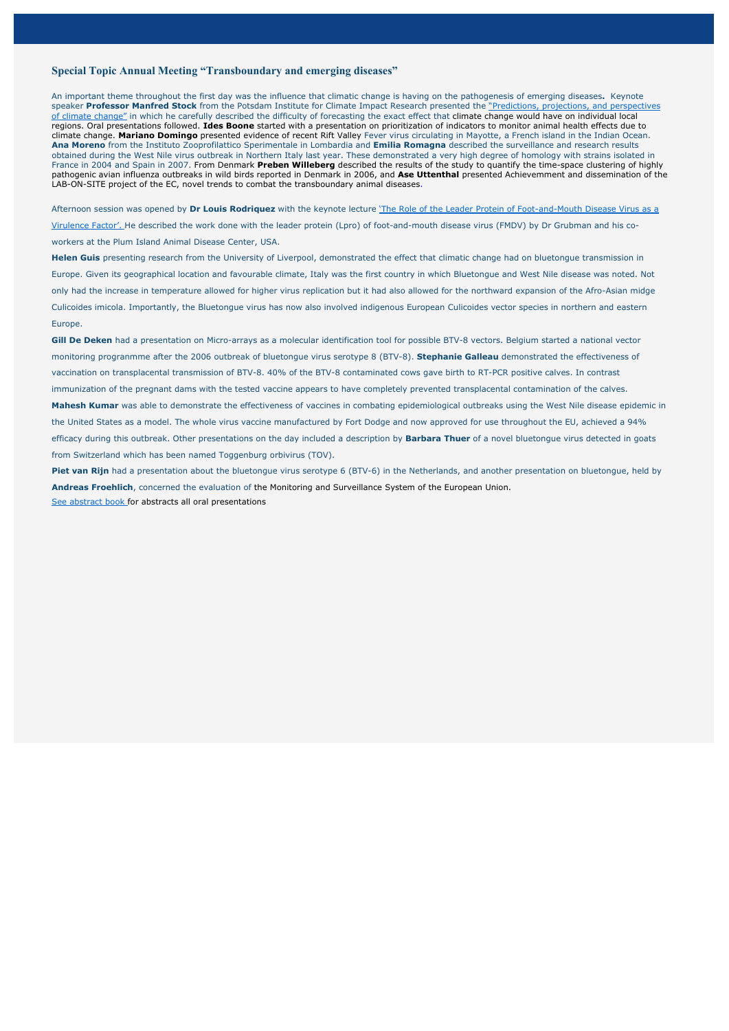## Special Topic Annual Meeting "Transboundary and emerging diseases"

An important theme throughout the first day was the influence that climatic change is having on the pathogenesis of emerging diseases**.** Keynote speaker **Professor Manfred Stock** from the Potsdam Institute for Climate Impact Research presented the "Predictions, projections, and perspectives of climate change" in which he carefully described the difficulty of forecasting the exact effect that climate change would have on individual local regions. Oral presentations followed. **Ides Boone** started with a presentation on prioritization of indicators to monitor animal health effects due to climate change. **Mariano Domingo** presented evidence of recent Rift Valley Fever virus circulating in Mayotte, a French island in the Indian Ocean. **Ana Moreno** from the Instituto Zooprofilattico Sperimentale in Lombardia and **Emilia Romagna** described the surveillance and research results obtained during the West Nile virus outbreak in Northern Italy last year. These demonstrated a very high degree of homology with strains isolated in France in 2004 and Spain in 2007. From Denmark **Preben Willeberg** described the results of the study to quantify the time-space clustering of highly pathogenic avian influenza outbreaks in wild birds reported in Denmark in 2006, and **Ase Uttenthal** presented Achievemment and dissemination of the LAB-ON-SITE project of the EC, novel trends to combat the transboundary animal diseases.

Afternoon session was opened by **Dr Louis Rodriquez** with the keynote lecture 'The Role of the Leader Protein of Foot-and-Mouth Disease Virus as a Virulence Factor'. He described the work done with the leader protein (Lpro) of foot-and-mouth disease virus (FMDV) by Dr Grubman and his co-workers at the Plum Island Animal Disease Center, USA.

**Helen Guis** presenting research from the University of Liverpool, demonstrated the effect that climatic change had on bluetongue transmission in Europe. Given its geographical location and favourable climate, Italy was the first country in which Bluetongue and West Nile disease was noted. Not only had the increase in temperature allowed for higher virus replication but it had also allowed for the northward expansion of the Afro-Asian midge Culicoides imicola. Importantly, the Bluetongue virus has now also involved indigenous European Culicoides vector species in northern and eastern Europe.

**Gill De Deken** had a presentation on Micro-arrays as a molecular identification tool for possible BTV-8 vectors. Belgium started a national vector monitoring programme after the 2006 outbreak of bluetongue virus serotype 8 (BTV-8). **Stephanie Galleau** demonstrated the effectiveness of vaccination on transplacental transmission of BTV-8. 40% of the BTV-8 contaminated cows gave birth to RT-PCR positive calves. In contrast immunization of the pregnant dams with the tested vaccine appears to have completely prevented transplacental contamination of the calves.

**Mahesh Kumar** was able to demonstrate the effectiveness of vaccines in combating epidemiological outbreaks using the West Nile disease epidemic in the United States as a model. The whole virus vaccine manufactured by Fort Dodge and now approved for use throughout the EU, achieved a 94% efficacy during this outbreak. Other presentations on the day included a description by **Barbara Thuer** of a novel bluetongue virus detected in goats from Switzerland which has been named Toggenburg orbivirus (TOV).

**Piet van Rijn** had a presentation about the bluetongue virus serotype 6 (BTV-6) in the Netherlands, and another presentation on bluetongue, held by **Andreas Froehlich**, concerned the evaluation of the Monitoring and Surveillance System of the European Union.

See abstract book for abstracts all oral presentations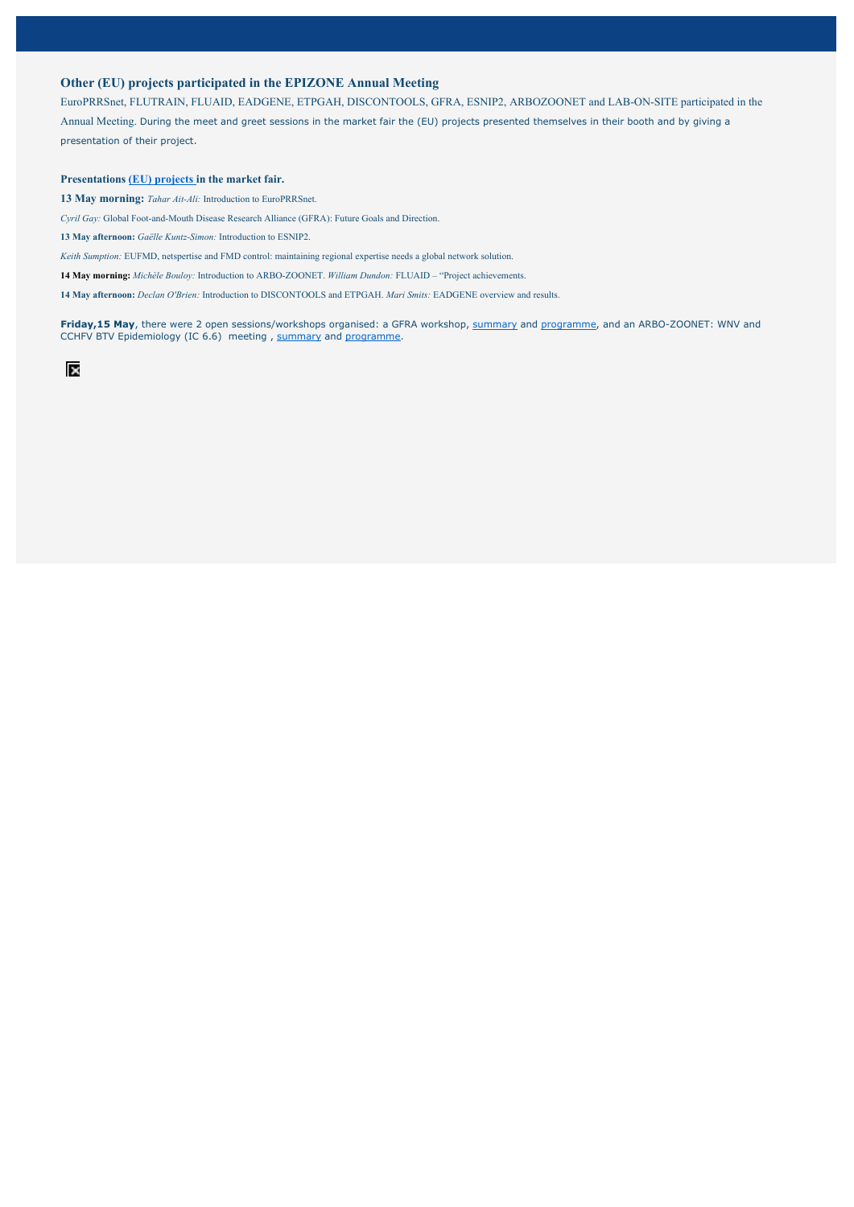### Other (EU) projects participated in the EPIZONE Annual Meeting

EuroPRRSnet, FLUTRAIN, FLUAID, EADGENE, ETPGAH, DISCONTOOLS, GFRA, ESNIP2, ARBOZOONET and LAB-ON-SITE participated in the Annual Meeting. During the meet and greet sessions in the market fair the (EU) projects presented themselves in their booth and by giving a presentation of their project.

**Presentations (EU) projects in the market fair.**

**13 May morning:** *Tahar Ait-Ali:* Introduction to EuroPRRSnet.

*Cyril Gay:* Global Foot-and-Mouth Disease Research Alliance (GFRA): Future Goals and Direction.

**13 May afternoon:** *Gaëlle Kuntz-Simon:* Introduction to ESNIP2.

*Keith Sumption:* EUFMD, netspertise and FMD control: maintaining regional expertise needs a global network solution.

**14 May morning:** *Michèle Bouloy:* Introduction to ARBO-ZOONET. *William Dundon:* FLUAID – "Project achievements.

**14 May afternoon:** *Declan O'Brien:* Introduction to DISCONTOOLS and ETPGAH. *Mari Smits:* EADGENE overview and results.

**Friday,15 May**, there were 2 open sessions/workshops organised: a GFRA workshop, summary and programme, and an ARBO-ZOONET: WNV and CCHFV BTV Epidemiology (IC 6.6) meeting , summary and programme.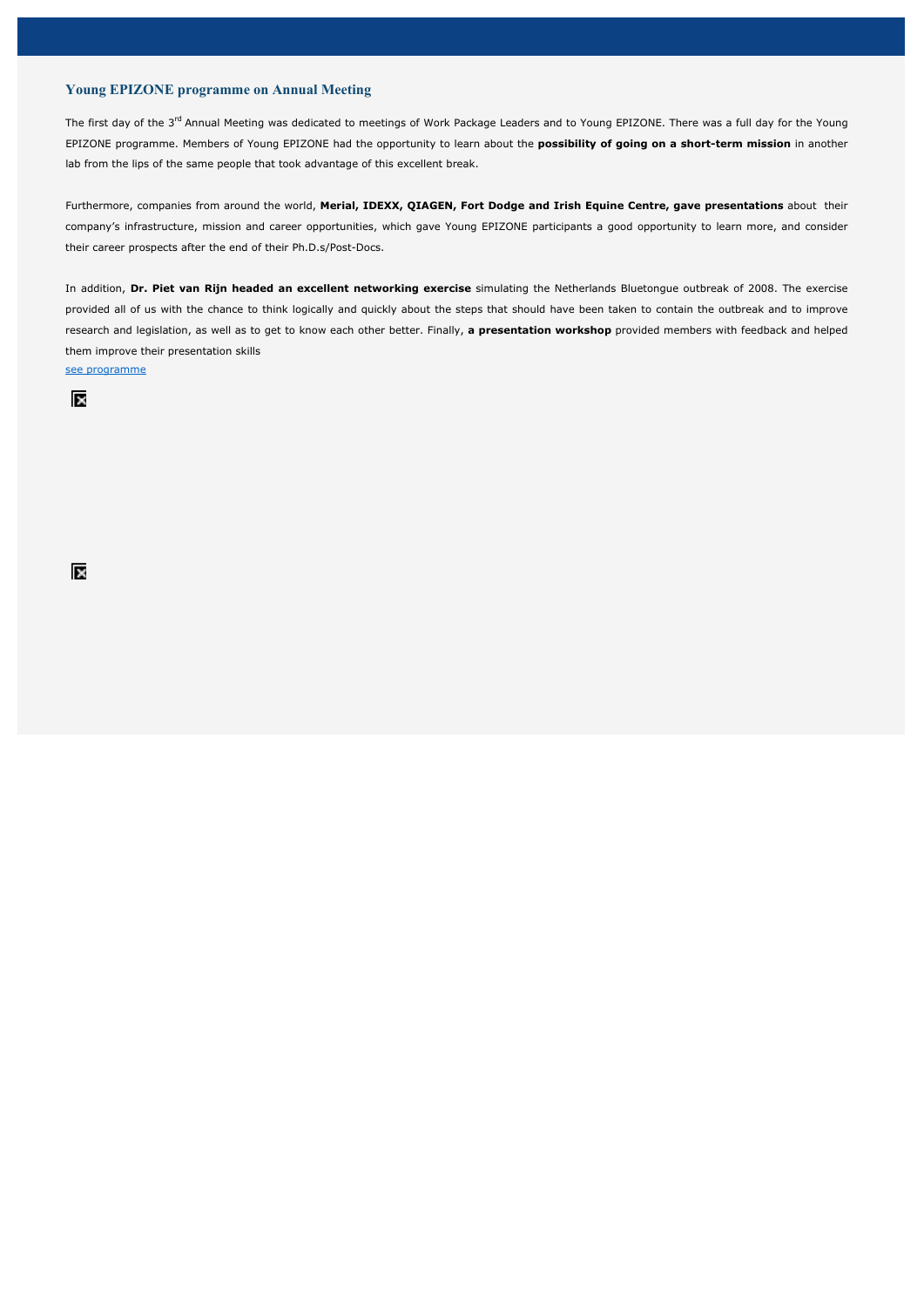## Young EPIZONE programme on Annual Meeting

The first day of the 3rd Annual Meeting was dedicated to meetings of Work Package Leaders and to Young EPIZONE. There was a full day for the Young EPIZONE programme. Members of Young EPIZONE had the opportunity to learn about the **possibility of going on a short-term mission** in another lab from the lips of the same people that took advantage of this excellent break.

Furthermore, companies from around the world, **Merial, IDEXX, QIAGEN, Fort Dodge and Irish Equine Centre, gave presentations** about their company's infrastructure, mission and career opportunities, which gave Young EPIZONE participants a good opportunity to learn more, and consider their career prospects after the end of their Ph.D.s/Post-Docs.

In addition, **Dr. Piet van Rijn headed an excellent networking exercise** simulating the Netherlands Bluetongue outbreak of 2008. The exercise provided all of us with the chance to think logically and quickly about the steps that should have been taken to contain the outbreak and to improve research and legislation, as well as to get to know each other better. Finally, **a presentation workshop** provided members with feedback and helped them improve their presentation skills

see programme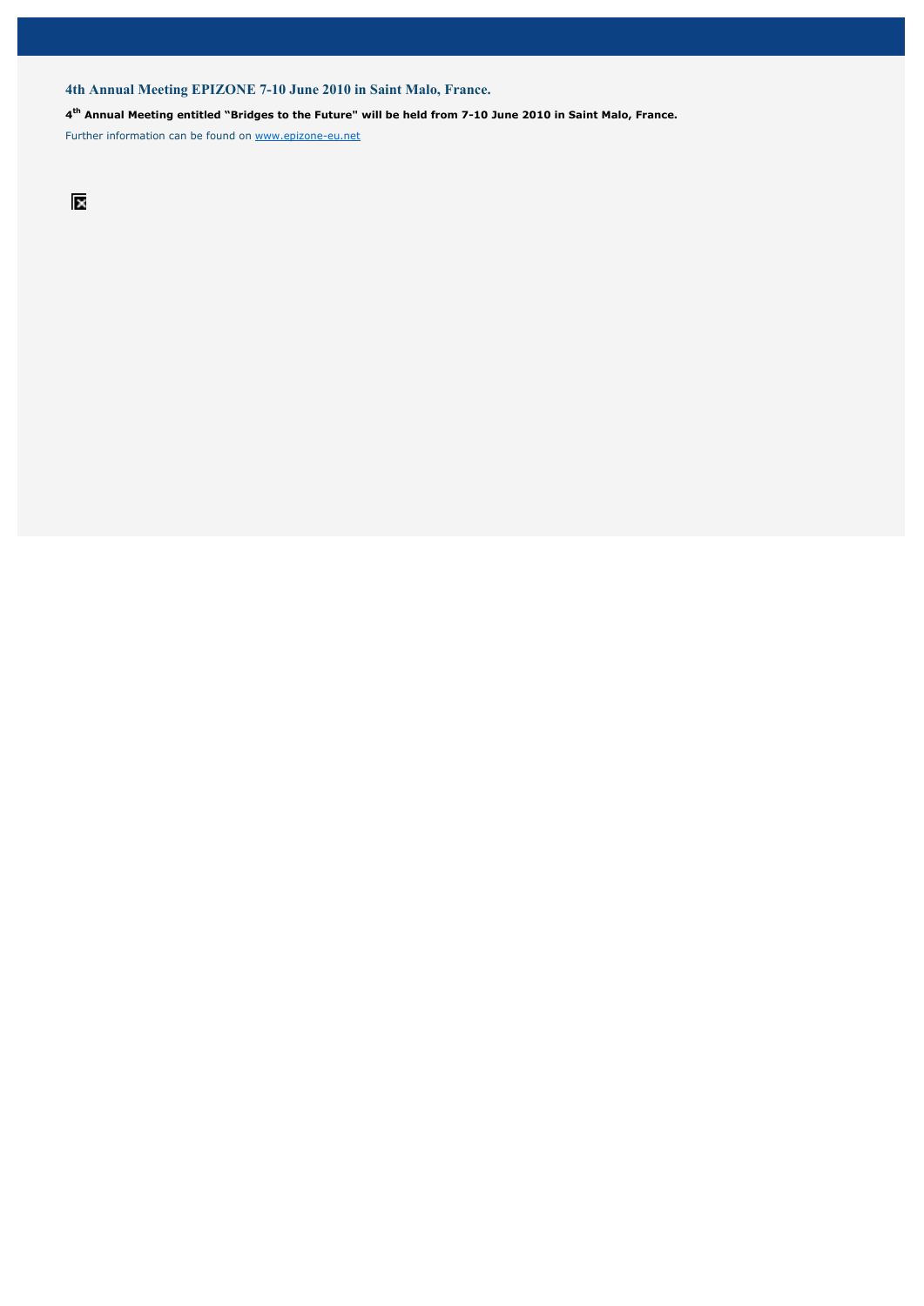## 4th Annual Meeting EPIZONE 7-10 June 2010 in Saint Malo, France.

**4th Annual Meeting entitled "Bridges to the Future" will be held from 7-10 June 2010 in Saint Malo, France.**

Further information can be found on www.epizone-eu.net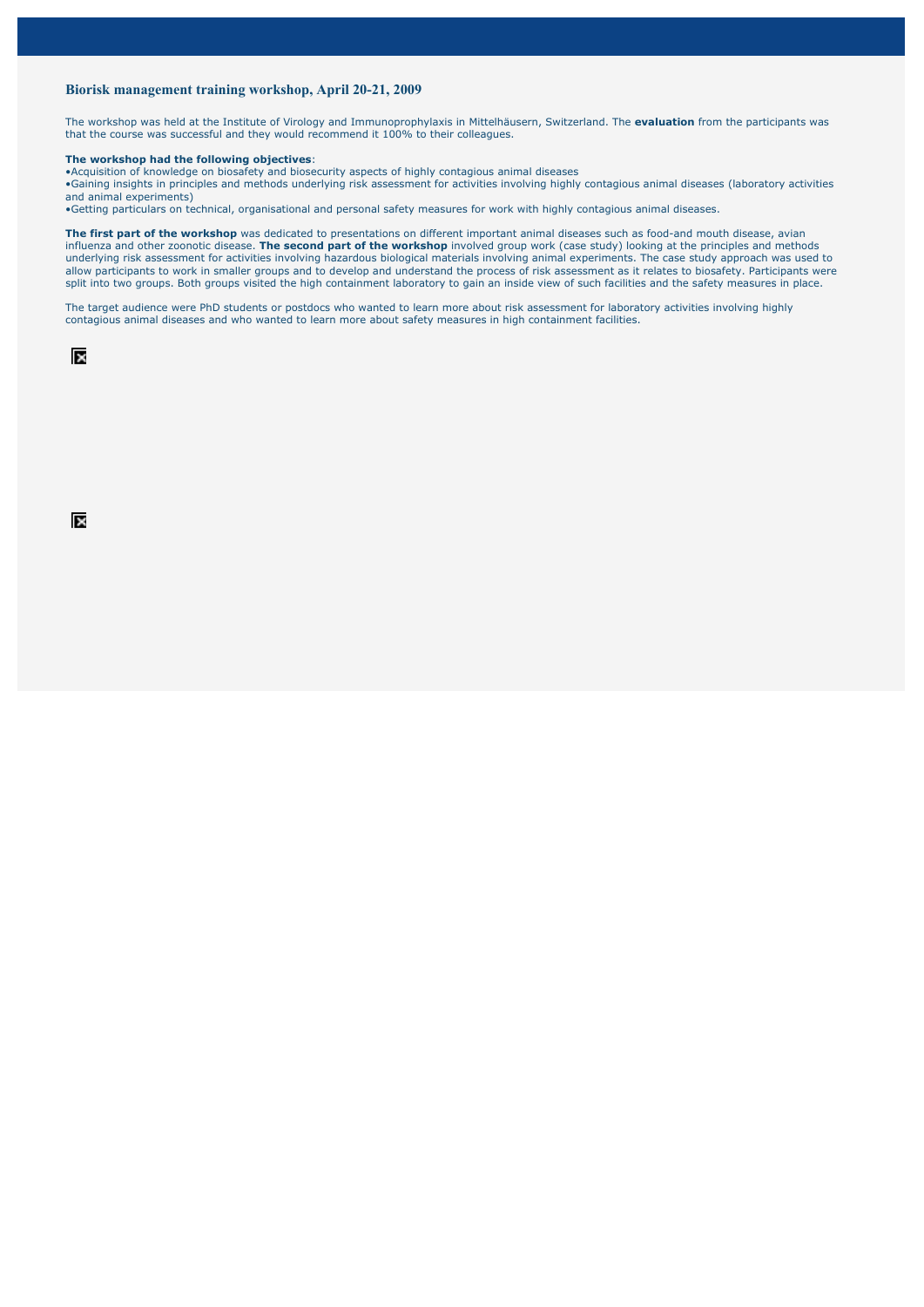## Biorisk management training workshop, April 20-21, 2009

The workshop was held at the Institute of Virology and Immunoprophylaxis in Mittelhäusern, Switzerland. The **evaluation** from the participants was that the course was successful and they would recommend it 100% to their colleagues.

**The workshop had the following objectives**:

- Acquisition of knowledge on biosafety and biosecurity aspects of highly contagious animal diseases
- Gaining insights in principles and methods underlying risk assessment for activities involving highly contagious animal diseases (laboratory activities and animal experiments)
- Getting particulars on technical, organisational and personal safety measures for work with highly contagious animal diseases.

**The first part of the workshop** was dedicated to presentations on different important animal diseases such as food-and mouth disease, avian influenza and other zoonotic disease. **The second part of the workshop** involved group work (case study) looking at the principles and methods underlying risk assessment for activities involving hazardous biological materials involving animal experiments. The case study approach was used to allow participants to work in smaller groups and to develop and understand the process of risk assessment as it relates to biosafety. Participants were split into two groups. Both groups visited the high containment laboratory to gain an inside view of such facilities and the safety measures in place.

The target audience were PhD students or postdocs who wanted to learn more about risk assessment for laboratory activities involving highly contagious animal diseases and who wanted to learn more about safety measures in high containment facilities.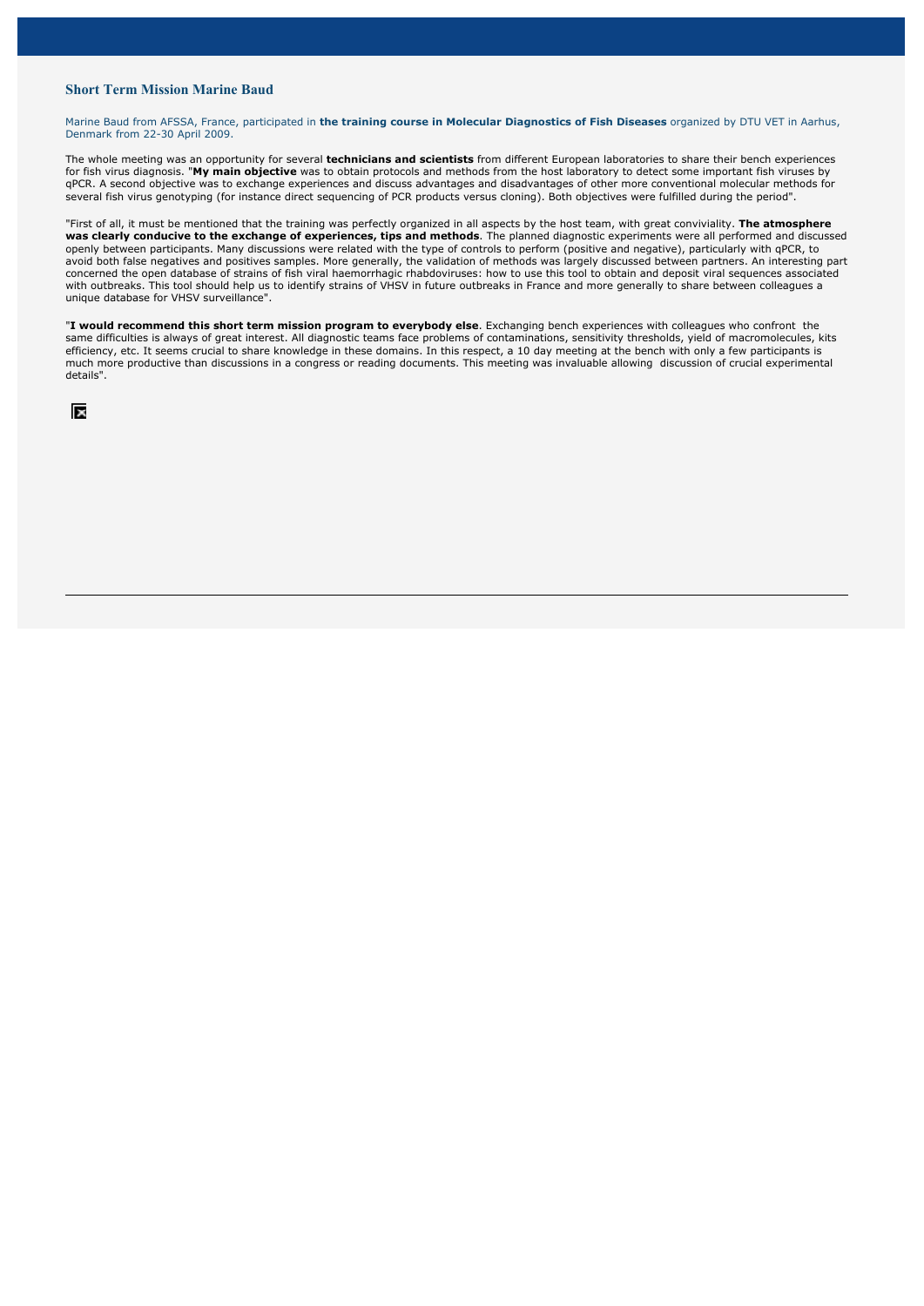### Short Term Mission Marine Baud

Marine Baud from AFSSA, France, participated in **the training course in Molecular Diagnostics of Fish Diseases** organized by DTU VET in Aarhus, Denmark from 22-30 April 2009.

The whole meeting was an opportunity for several **technicians and scientists** from different European laboratories to share their bench experiences for fish virus diagnosis. "**My main objective** was to obtain protocols and methods from the host laboratory to detect some important fish viruses by qPCR. A second objective was to exchange experiences and discuss advantages and disadvantages of other more conventional molecular methods for several fish virus genotyping (for instance direct sequencing of PCR products versus cloning). Both objectives were fulfilled during the period".

"First of all, it must be mentioned that the training was perfectly organized in all aspects by the host team, with great conviviality. **The atmosphere was clearly conducive to the exchange of experiences, tips and methods**. The planned diagnostic experiments were all performed and discussed openly between participants. Many discussions were related with the type of controls to perform (positive and negative), particularly with qPCR, to avoid both false negatives and positives samples. More generally, the validation of methods was largely discussed between partners. An interesting part concerned the open database of strains of fish viral haemorrhagic rhabdoviruses: how to use this tool to obtain and deposit viral sequences associated with outbreaks. This tool should help us to identify strains of VHSV in future outbreaks in France and more generally to share between colleagues a unique database for VHSV surveillance".

"**I would recommend this short term mission program to everybody else**. Exchanging bench experiences with colleagues who confront the same difficulties is always of great interest. All diagnostic teams face problems of contaminations, sensitivity thresholds, yield of macromolecules, kits efficiency, etc. It seems crucial to share knowledge in these domains. In this respect, a 10 day meeting at the bench with only a few participants is much more productive than discussions in a congress or reading documents. This meeting was invaluable allowing discussion of crucial experimental details".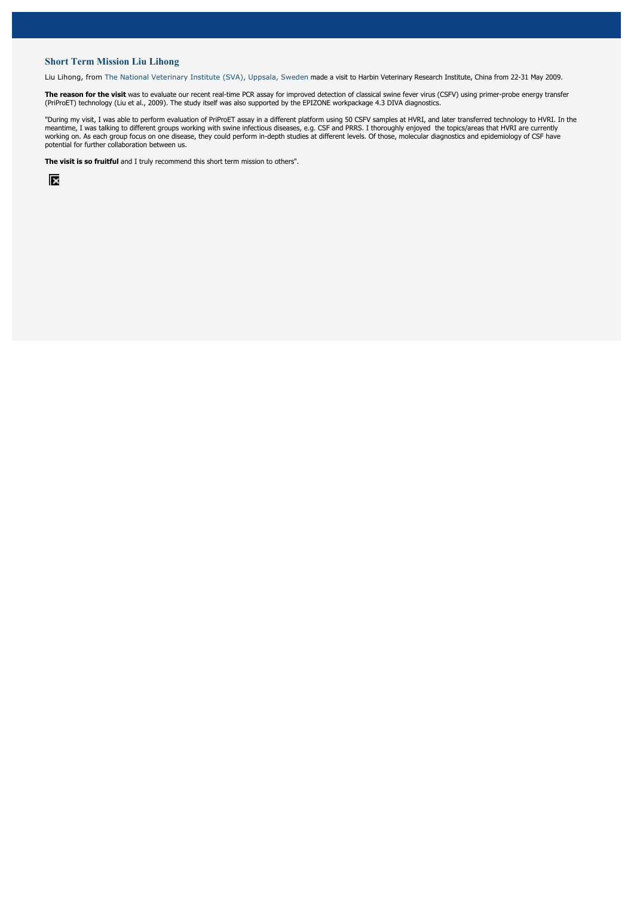## Short Term Mission Liu Lihong

Liu Lihong, from The National Veterinary Institute (SVA), Uppsala, Sweden made a visit to Harbin Veterinary Research Institute, China from 22-31 May 2009.

**The reason for the visit** was to evaluate our recent real-time PCR assay for improved detection of classical swine fever virus (CSFV) using primer-probe energy transfer (PriProET) technology (Liu et al., 2009). The study itself was also supported by the EPIZONE workpackage 4.3 DIVA diagnostics.

"During my visit, I was able to perform evaluation of PriProET assay in a different platform using 50 CSFV samples at HVRI, and later transferred technology to HVRI. In the meantime, I was talking to different groups working with swine infectious diseases, e.g. CSF and PRRS. I thoroughly enjoyed the topics/areas that HVRI are currently working on. As each group focus on one disease, they could perform in-depth studies at different levels. Of those, molecular diagnostics and epidemiology of CSF have potential for further collaboration between us.

**The visit is so fruitful** and I truly recommend this short term mission to others".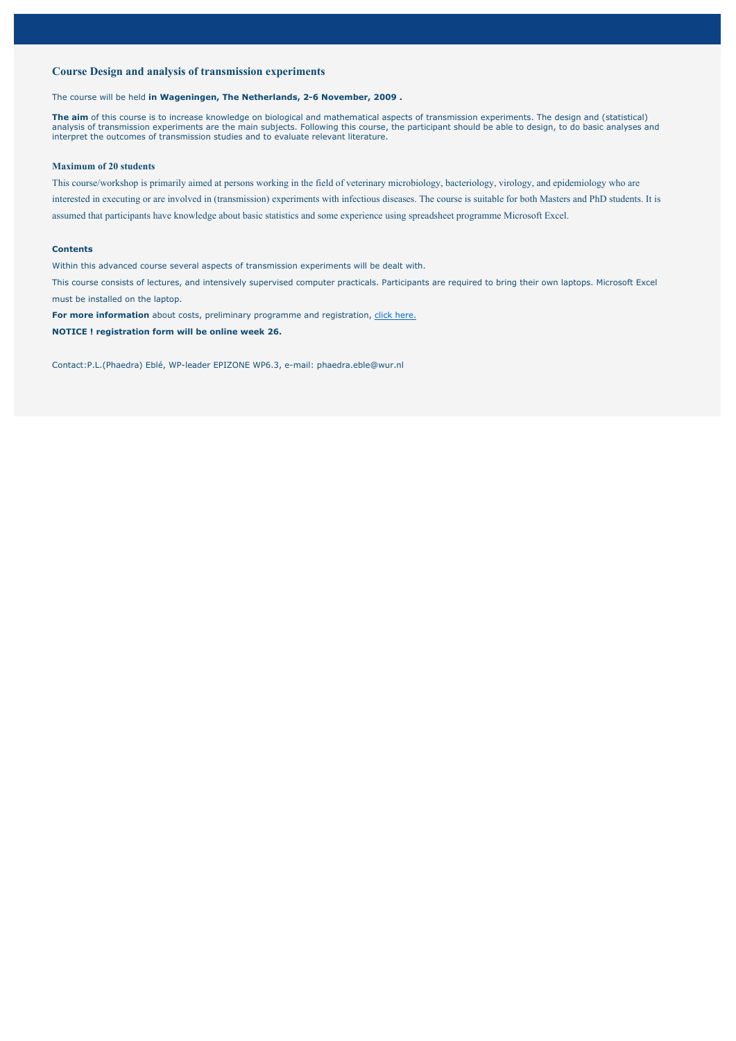## Course Design and analysis of transmission experiments

The course will be held **in Wageningen, The Netherlands, 2-6 November, 2009 .**

**The aim** of this course is to increase knowledge on biological and mathematical aspects of transmission experiments. The design and (statistical) analysis of transmission experiments are the main subjects. Following this course, the participant should be able to design, to do basic analyses and interpret the outcomes of transmission studies and to evaluate relevant literature.

### Maximum of 20 students

This course/workshop is primarily aimed at persons working in the field of veterinary microbiology, bacteriology, virology, and epidemiology who are interested in executing or are involved in (transmission) experiments with infectious diseases. The course is suitable for both Masters and PhD students. It is assumed that participants have knowledge about basic statistics and some experience using spreadsheet programme Microsoft Excel.

**Contents**

Within this advanced course several aspects of transmission experiments will be dealt with.

This course consists of lectures, and intensively supervised computer practicals. Participants are required to bring their own laptops. Microsoft Excel must be installed on the laptop.

**For more information** about costs, preliminary programme and registration, click here.

**NOTICE ! registration form will be online week 26.**

Contact:P.L.(Phaedra) Eblé, WP-leader EPIZONE WP6.3, e-mail: phaedra.eble@wur.nl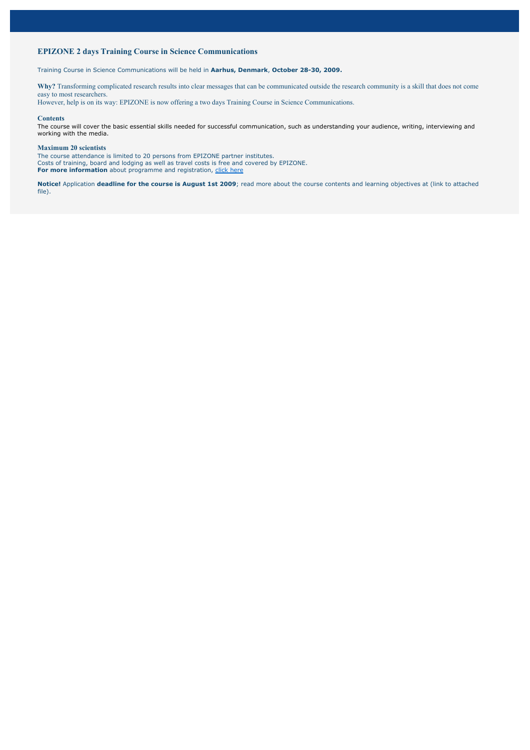## EPIZONE 2 days Training Course in Science Communications

Training Course in Science Communications will be held in **Aarhus, Denmark**, **October 28-30, 2009.**

**Why?** Transforming complicated research results into clear messages that can be communicated outside the research community is a skill that does not come easy to most researchers.
However, help is on its way: EPIZONE is now offering a two days Training Course in Science Communications.

**Contents**
The course will cover the basic essential skills needed for successful communication, such as understanding your audience, writing, interviewing and working with the media.

**Maximum 20 scientists**
The course attendance is limited to 20 persons from EPIZONE partner institutes.
Costs of training, board and lodging as well as travel costs is free and covered by EPIZONE.
**For more information** about programme and registration, click here

**Notice!** Application **deadline for the course is August 1st 2009**; read more about the course contents and learning objectives at (link to attached file).